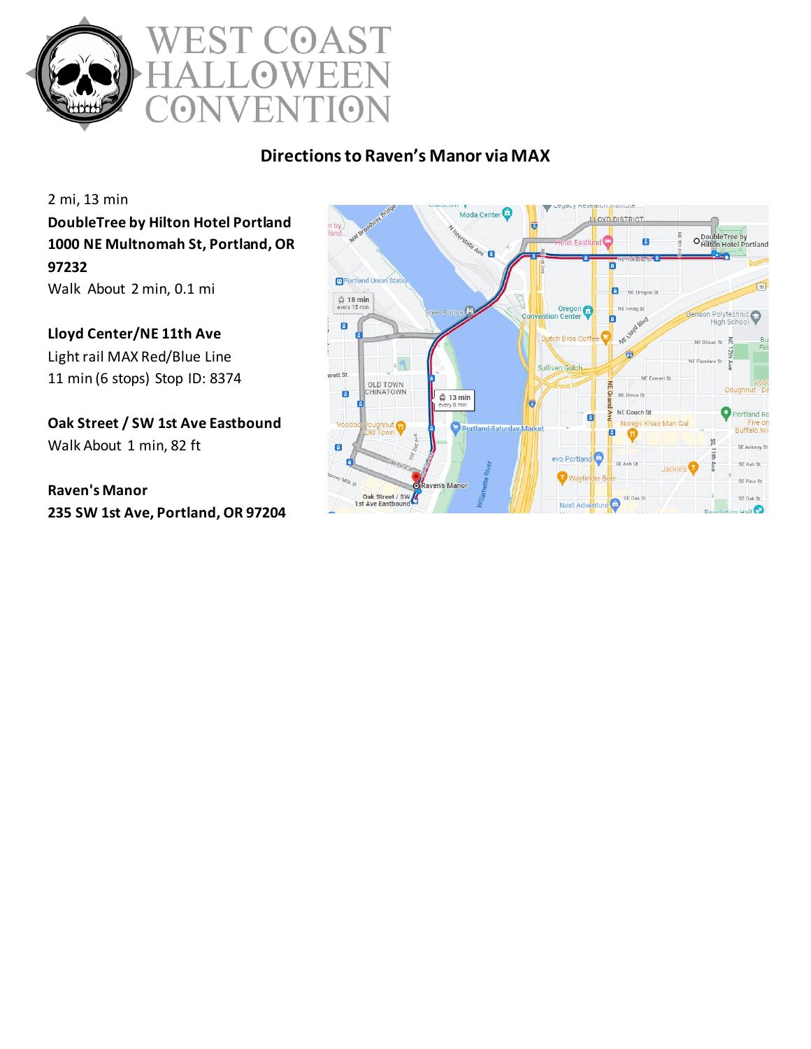# WEST COAST HALLOWEEN CONVENTION

## Directions to Raven's Manor via MAX

2 mi, 13 min

**DoubleTree by Hilton Hotel Portland**
**1000 NE Multnomah St, Portland, OR 97232**
Walk About 2 min, 0.1 mi

**Lloyd Center/NE 11th Ave**
Light rail MAX Red/Blue Line
11 min (6 stops) Stop ID: 8374

**Oak Street / SW 1st Ave Eastbound**
Walk About 1 min, 82 ft

**Raven's Manor**
**235 SW 1st Ave, Portland, OR 97204**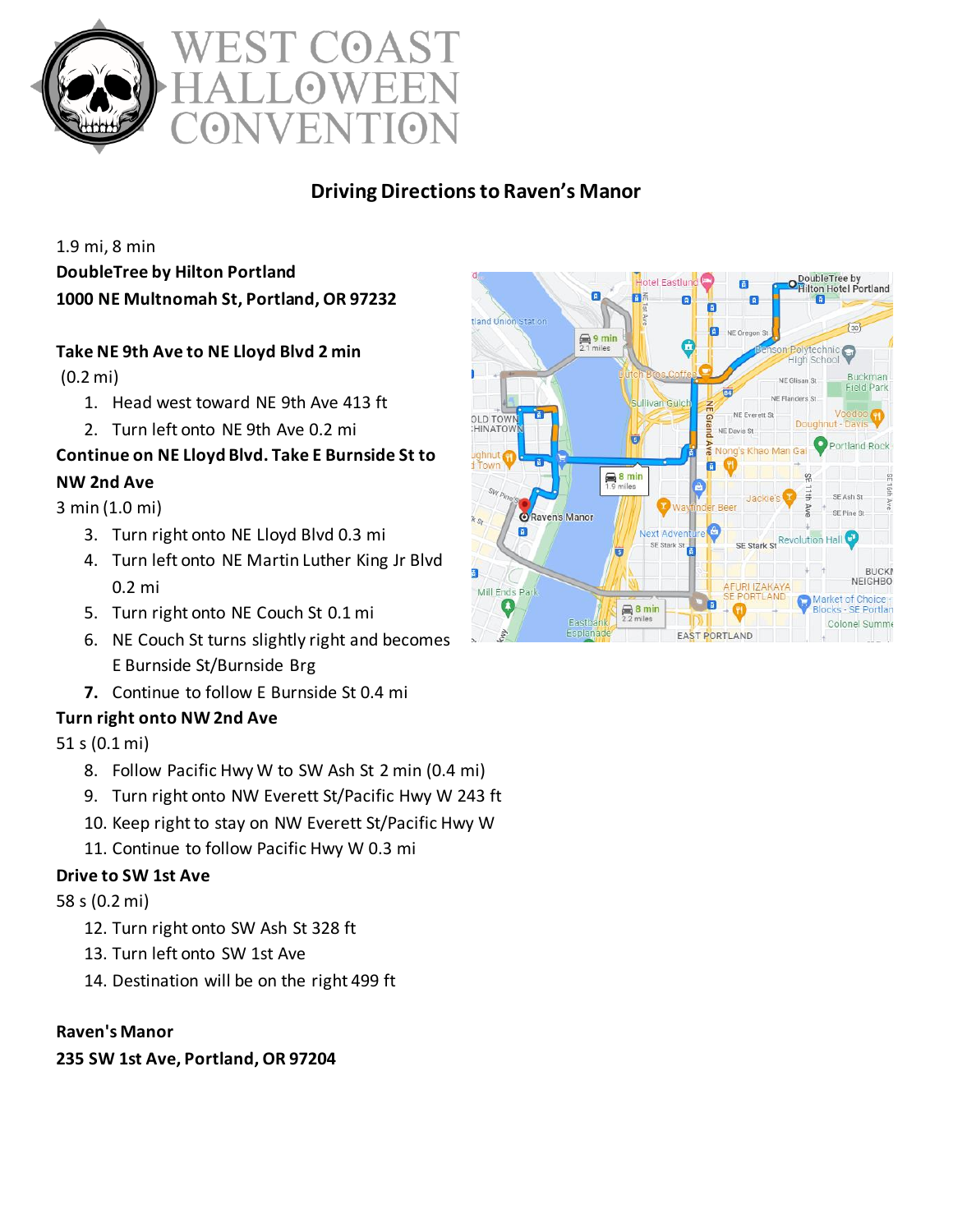## Driving Directions to Raven's Manor

1.9 mi, 8 min

**DoubleTree by Hilton Portland**
**1000 NE Multnomah St, Portland, OR 97232**

**Take NE 9th Ave to NE Lloyd Blvd 2 min**
(0.2 mi)

1. Head west toward NE 9th Ave 413 ft
2. Turn left onto NE 9th Ave 0.2 mi

**Continue on NE Lloyd Blvd. Take E Burnside St to NW 2nd Ave**
3 min (1.0 mi)

3. Turn right onto NE Lloyd Blvd 0.3 mi
4. Turn left onto NE Martin Luther King Jr Blvd 0.2 mi
5. Turn right onto NE Couch St 0.1 mi
6. NE Couch St turns slightly right and becomes E Burnside St/Burnside Brg
7. Continue to follow E Burnside St 0.4 mi

**Turn right onto NW 2nd Ave**
51 s (0.1 mi)

8. Follow Pacific Hwy W to SW Ash St 2 min (0.4 mi)
9. Turn right onto NW Everett St/Pacific Hwy W 243 ft
10. Keep right to stay on NW Everett St/Pacific Hwy W
11. Continue to follow Pacific Hwy W 0.3 mi

**Drive to SW 1st Ave**
58 s (0.2 mi)

12. Turn right onto SW Ash St 328 ft
13. Turn left onto SW 1st Ave
14. Destination will be on the right 499 ft

**Raven's Manor**
**235 SW 1st Ave, Portland, OR 97204**